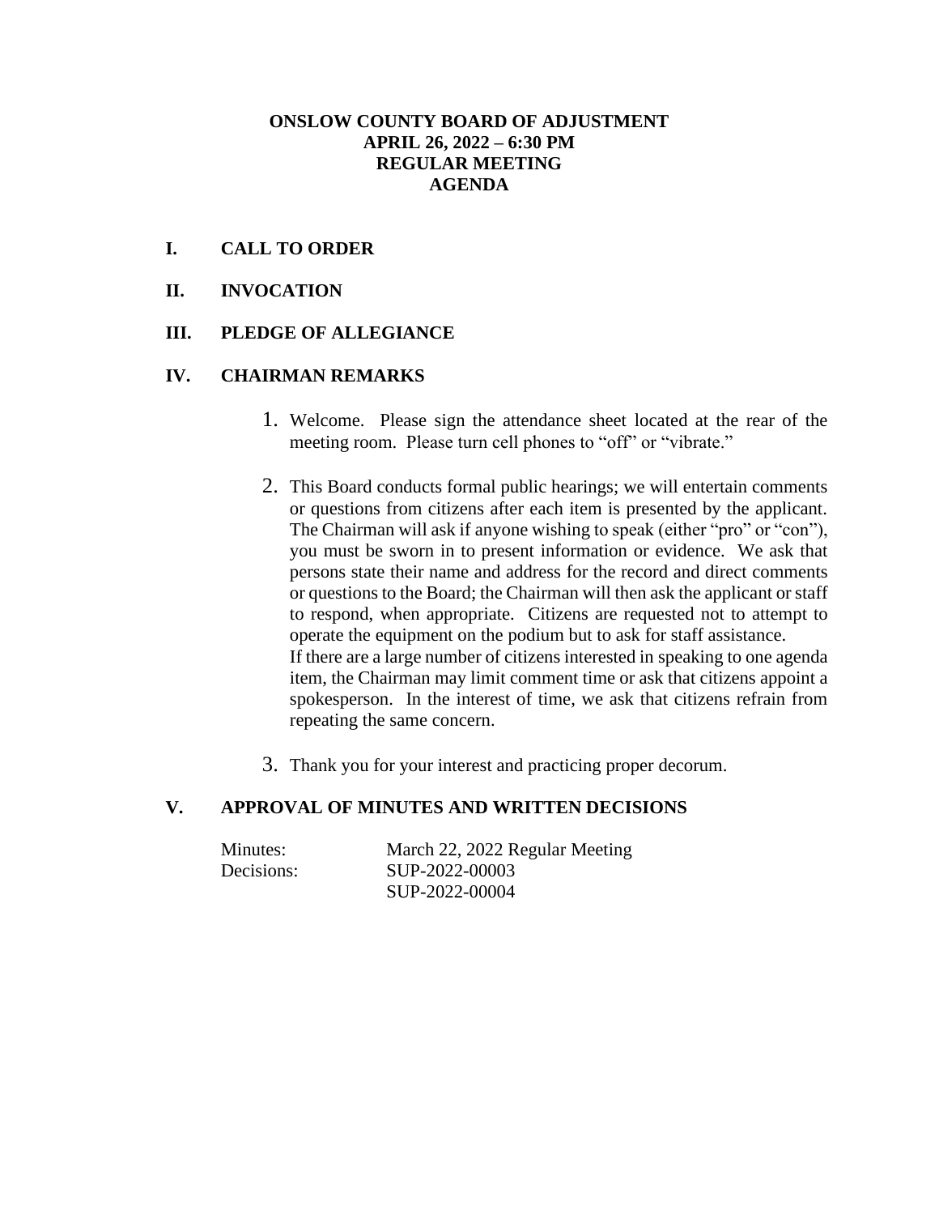# ONSLOW COUNTY BOARD OF ADJUSTMENT
## APRIL 26, 2022 – 6:30 PM
## REGULAR MEETING
## AGENDA

**I. CALL TO ORDER**

**II. INVOCATION**

**III. PLEDGE OF ALLEGIANCE**

**IV. CHAIRMAN REMARKS**

1. Welcome. Please sign the attendance sheet located at the rear of the meeting room. Please turn cell phones to "off" or "vibrate."

2. This Board conducts formal public hearings; we will entertain comments or questions from citizens after each item is presented by the applicant. The Chairman will ask if anyone wishing to speak (either "pro" or "con"), you must be sworn in to present information or evidence. We ask that persons state their name and address for the record and direct comments or questions to the Board; the Chairman will then ask the applicant or staff to respond, when appropriate. Citizens are requested not to attempt to operate the equipment on the podium but to ask for staff assistance.
   If there are a large number of citizens interested in speaking to one agenda item, the Chairman may limit comment time or ask that citizens appoint a spokesperson. In the interest of time, we ask that citizens refrain from repeating the same concern.

3. Thank you for your interest and practicing proper decorum.

**V. APPROVAL OF MINUTES AND WRITTEN DECISIONS**

| | |
|---|---|
| Minutes: | March 22, 2022 Regular Meeting |
| Decisions: | SUP-2022-00003 |
| | SUP-2022-00004 |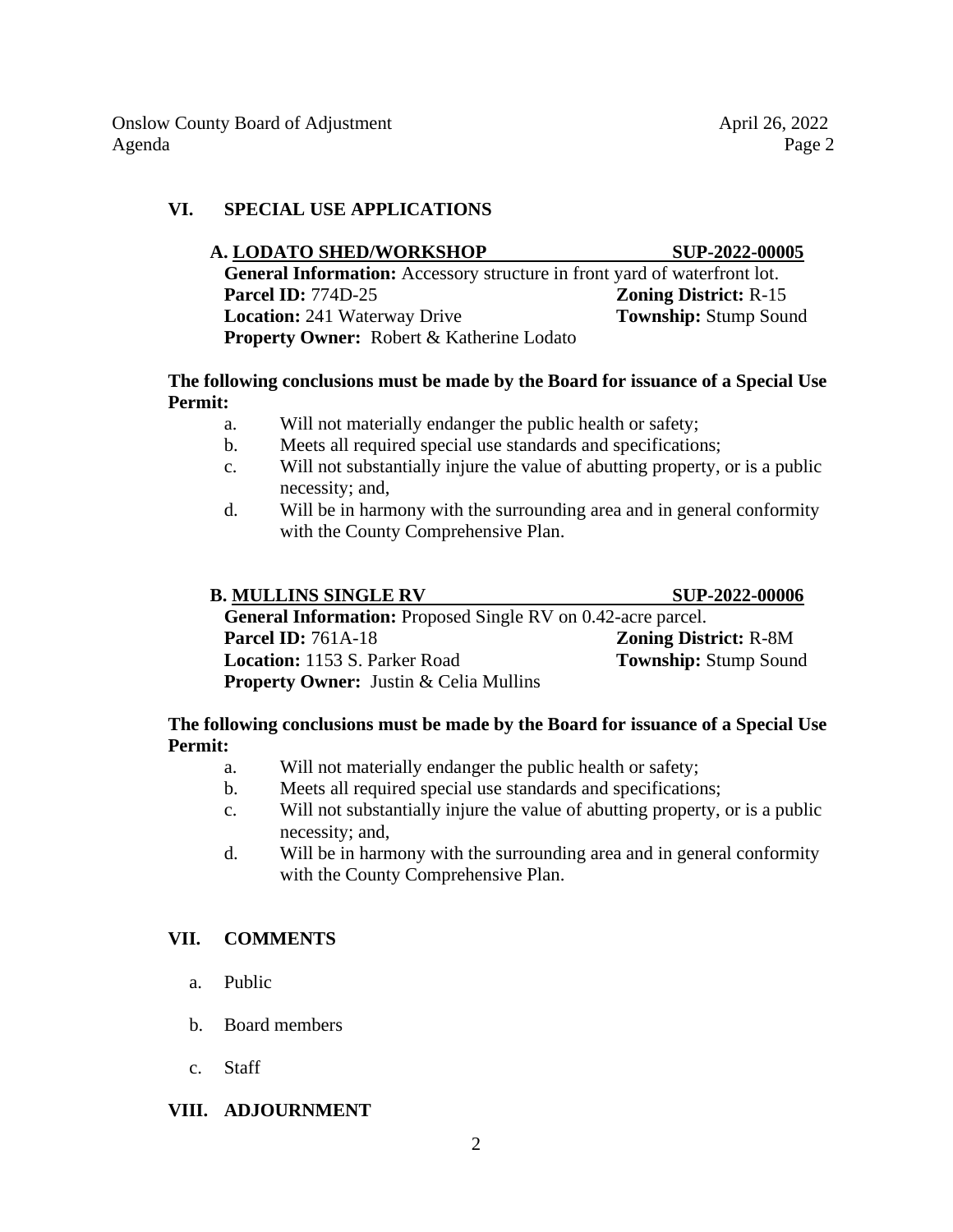## VI. SPECIAL USE APPLICATIONS

### A. LODATO SHED/WORKSHOP — SUP-2022-00005

**General Information:** Accessory structure in front yard of waterfront lot.
**Parcel ID:** 774D-25 — **Zoning District:** R-15
**Location:** 241 Waterway Drive — **Township:** Stump Sound
**Property Owner:** Robert & Katherine Lodato

**The following conclusions must be made by the Board for issuance of a Special Use Permit:**

a. Will not materially endanger the public health or safety;
b. Meets all required special use standards and specifications;
c. Will not substantially injure the value of abutting property, or is a public necessity; and,
d. Will be in harmony with the surrounding area and in general conformity with the County Comprehensive Plan.

### B. MULLINS SINGLE RV — SUP-2022-00006

**General Information:** Proposed Single RV on 0.42-acre parcel.
**Parcel ID:** 761A-18 — **Zoning District:** R-8M
**Location:** 1153 S. Parker Road — **Township:** Stump Sound
**Property Owner:** Justin & Celia Mullins

**The following conclusions must be made by the Board for issuance of a Special Use Permit:**

a. Will not materially endanger the public health or safety;
b. Meets all required special use standards and specifications;
c. Will not substantially injure the value of abutting property, or is a public necessity; and,
d. Will be in harmony with the surrounding area and in general conformity with the County Comprehensive Plan.

## VII. COMMENTS

a. Public
b. Board members
c. Staff

## VIII. ADJOURNMENT